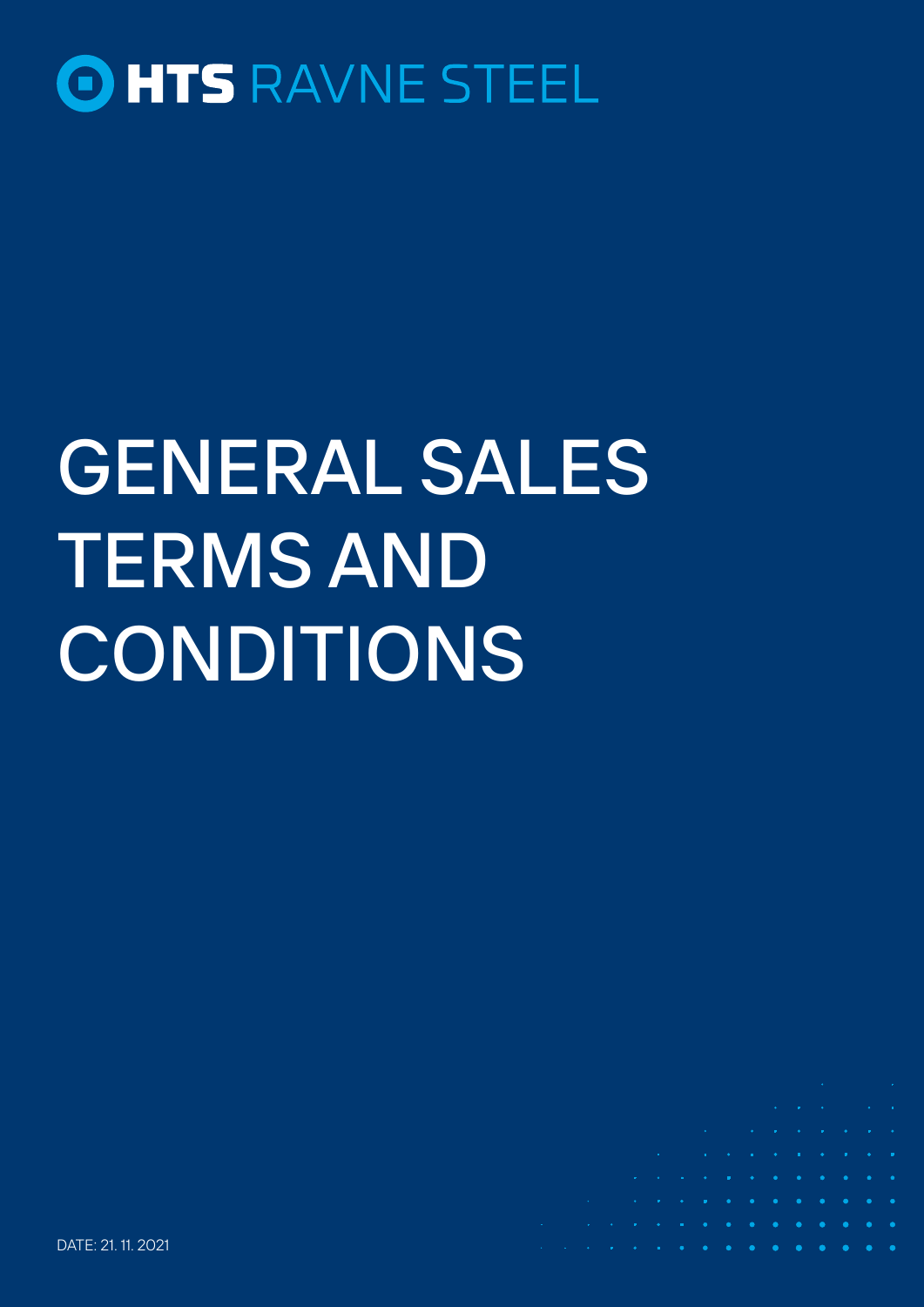HTS RAVNE STEEL

# GENERAL SALES TERMS AND CONDITIONS

DATE: 21. 11. 2021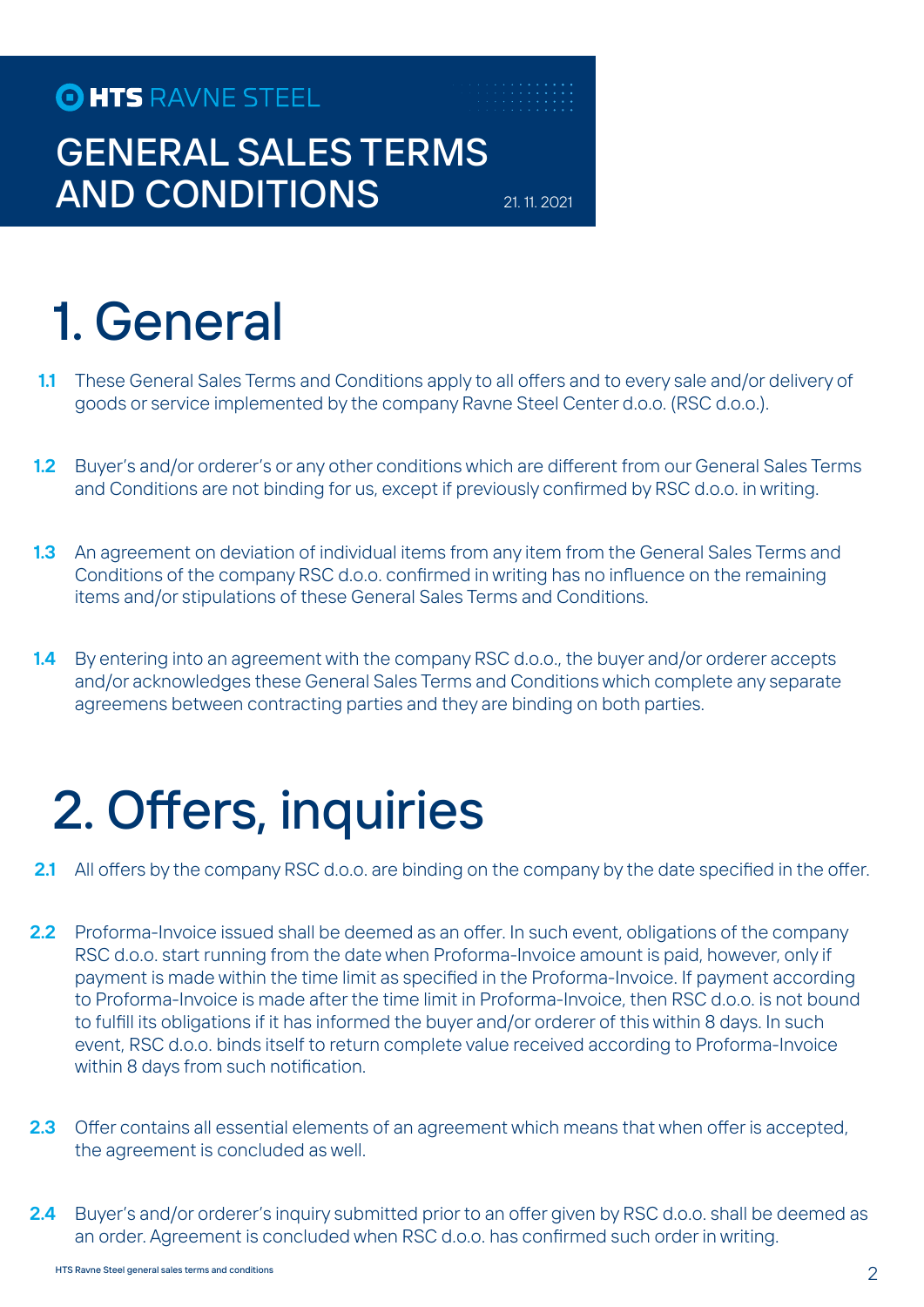HTS RAVNE STEEL

# GENERAL SALES TERMS AND CONDITIONS

21. 11. 2021

# 1. General

**1.1** These General Sales Terms and Conditions apply to all offers and to every sale and/or delivery of goods or service implemented by the company Ravne Steel Center d.o.o. (RSC d.o.o.).

**1.2** Buyer's and/or orderer's or any other conditions which are different from our General Sales Terms and Conditions are not binding for us, except if previously confirmed by RSC d.o.o. in writing.

**1.3** An agreement on deviation of individual items from any item from the General Sales Terms and Conditions of the company RSC d.o.o. confirmed in writing has no influence on the remaining items and/or stipulations of these General Sales Terms and Conditions.

**1.4** By entering into an agreement with the company RSC d.o.o., the buyer and/or orderer accepts and/or acknowledges these General Sales Terms and Conditions which complete any separate agreemens between contracting parties and they are binding on both parties.

# 2. Offers, inquiries

**2.1** All offers by the company RSC d.o.o. are binding on the company by the date specified in the offer.

**2.2** Proforma-Invoice issued shall be deemed as an offer. In such event, obligations of the company RSC d.o.o. start running from the date when Proforma-Invoice amount is paid, however, only if payment is made within the time limit as specified in the Proforma-Invoice. If payment according to Proforma-Invoice is made after the time limit in Proforma-Invoice, then RSC d.o.o. is not bound to fulfill its obligations if it has informed the buyer and/or orderer of this within 8 days. In such event, RSC d.o.o. binds itself to return complete value received according to Proforma-Invoice within 8 days from such notification.

**2.3** Offer contains all essential elements of an agreement which means that when offer is accepted, the agreement is concluded as well.

**2.4** Buyer's and/or orderer's inquiry submitted prior to an offer given by RSC d.o.o. shall be deemed as an order. Agreement is concluded when RSC d.o.o. has confirmed such order in writing.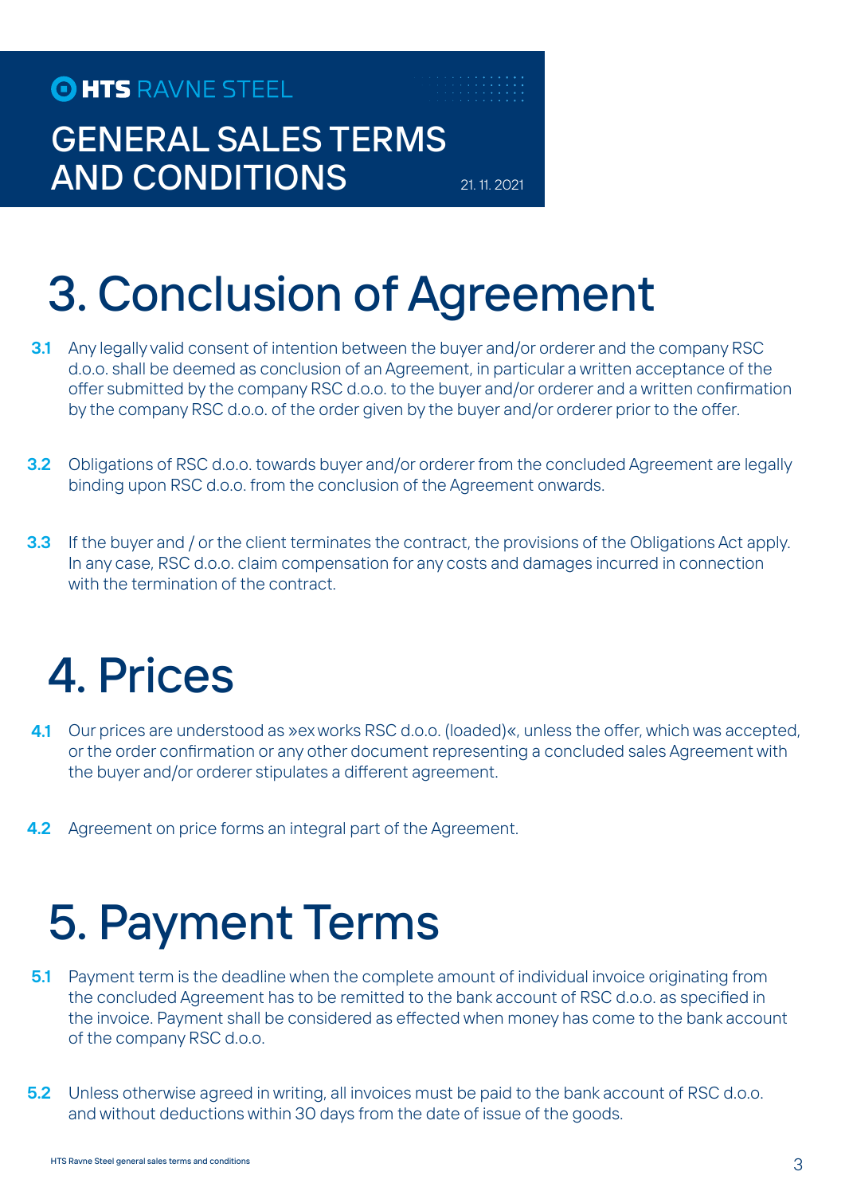# 3. Conclusion of Agreement

**3.1** Any legally valid consent of intention between the buyer and/or orderer and the company RSC d.o.o. shall be deemed as conclusion of an Agreement, in particular a written acceptance of the offer submitted by the company RSC d.o.o. to the buyer and/or orderer and a written confirmation by the company RSC d.o.o. of the order given by the buyer and/or orderer prior to the offer.

**3.2** Obligations of RSC d.o.o. towards buyer and/or orderer from the concluded Agreement are legally binding upon RSC d.o.o. from the conclusion of the Agreement onwards.

**3.3** If the buyer and / or the client terminates the contract, the provisions of the Obligations Act apply. In any case, RSC d.o.o. claim compensation for any costs and damages incurred in connection with the termination of the contract.

# 4. Prices

**4.1** Our prices are understood as »ex works RSC d.o.o. (loaded)«, unless the offer, which was accepted, or the order confirmation or any other document representing a concluded sales Agreement with the buyer and/or orderer stipulates a different agreement.

**4.2** Agreement on price forms an integral part of the Agreement.

# 5. Payment Terms

**5.1** Payment term is the deadline when the complete amount of individual invoice originating from the concluded Agreement has to be remitted to the bank account of RSC d.o.o. as specified in the invoice. Payment shall be considered as effected when money has come to the bank account of the company RSC d.o.o.

**5.2** Unless otherwise agreed in writing, all invoices must be paid to the bank account of RSC d.o.o. and without deductions within 30 days from the date of issue of the goods.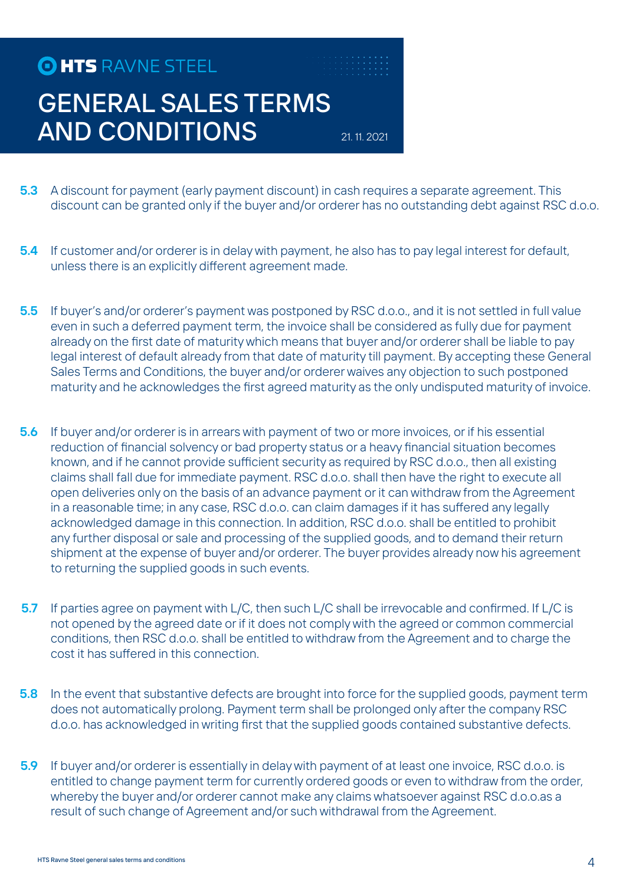**5.3** A discount for payment (early payment discount) in cash requires a separate agreement. This discount can be granted only if the buyer and/or orderer has no outstanding debt against RSC d.o.o.

**5.4** If customer and/or orderer is in delay with payment, he also has to pay legal interest for default, unless there is an explicitly different agreement made.

**5.5** If buyer's and/or orderer's payment was postponed by RSC d.o.o., and it is not settled in full value even in such a deferred payment term, the invoice shall be considered as fully due for payment already on the first date of maturity which means that buyer and/or orderer shall be liable to pay legal interest of default already from that date of maturity till payment. By accepting these General Sales Terms and Conditions, the buyer and/or orderer waives any objection to such postponed maturity and he acknowledges the first agreed maturity as the only undisputed maturity of invoice.

**5.6** If buyer and/or orderer is in arrears with payment of two or more invoices, or if his essential reduction of financial solvency or bad property status or a heavy financial situation becomes known, and if he cannot provide sufficient security as required by RSC d.o.o., then all existing claims shall fall due for immediate payment. RSC d.o.o. shall then have the right to execute all open deliveries only on the basis of an advance payment or it can withdraw from the Agreement in a reasonable time; in any case, RSC d.o.o. can claim damages if it has suffered any legally acknowledged damage in this connection. In addition, RSC d.o.o. shall be entitled to prohibit any further disposal or sale and processing of the supplied goods, and to demand their return shipment at the expense of buyer and/or orderer. The buyer provides already now his agreement to returning the supplied goods in such events.

**5.7** If parties agree on payment with L/C, then such L/C shall be irrevocable and confirmed. If L/C is not opened by the agreed date or if it does not comply with the agreed or common commercial conditions, then RSC d.o.o. shall be entitled to withdraw from the Agreement and to charge the cost it has suffered in this connection.

**5.8** In the event that substantive defects are brought into force for the supplied goods, payment term does not automatically prolong. Payment term shall be prolonged only after the company RSC d.o.o. has acknowledged in writing first that the supplied goods contained substantive defects.

**5.9** If buyer and/or orderer is essentially in delay with payment of at least one invoice, RSC d.o.o. is entitled to change payment term for currently ordered goods or even to withdraw from the order, whereby the buyer and/or orderer cannot make any claims whatsoever against RSC d.o.o.as a result of such change of Agreement and/or such withdrawal from the Agreement.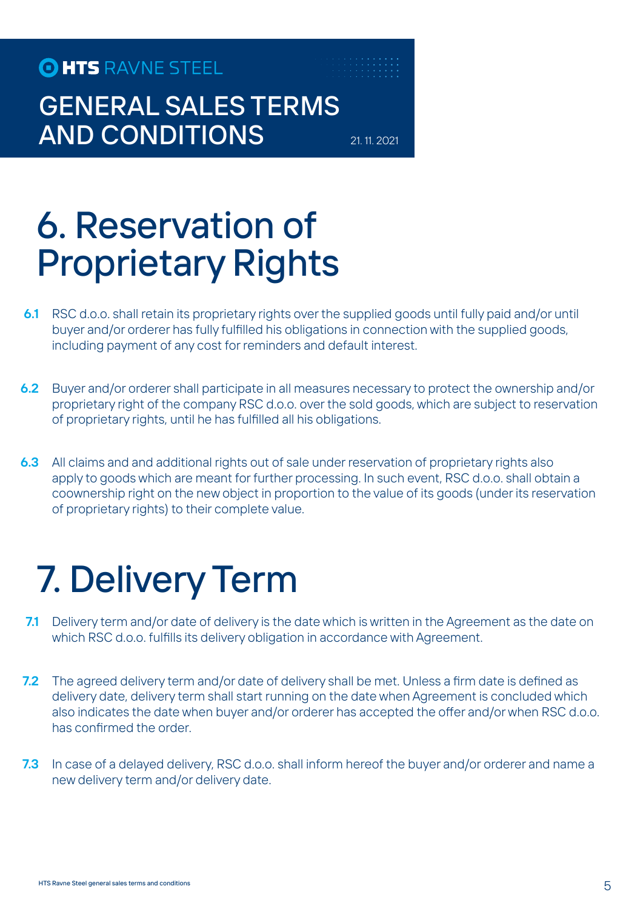# 6. Reservation of Proprietary Rights

**6.1** RSC d.o.o. shall retain its proprietary rights over the supplied goods until fully paid and/or until buyer and/or orderer has fully fulfilled his obligations in connection with the supplied goods, including payment of any cost for reminders and default interest.

**6.2** Buyer and/or orderer shall participate in all measures necessary to protect the ownership and/or proprietary right of the company RSC d.o.o. over the sold goods, which are subject to reservation of proprietary rights, until he has fulfilled all his obligations.

**6.3** All claims and and additional rights out of sale under reservation of proprietary rights also apply to goods which are meant for further processing. In such event, RSC d.o.o. shall obtain a coownership right on the new object in proportion to the value of its goods (under its reservation of proprietary rights) to their complete value.

# 7. Delivery Term

**7.1** Delivery term and/or date of delivery is the date which is written in the Agreement as the date on which RSC d.o.o. fulfills its delivery obligation in accordance with Agreement.

**7.2** The agreed delivery term and/or date of delivery shall be met. Unless a firm date is defined as delivery date, delivery term shall start running on the date when Agreement is concluded which also indicates the date when buyer and/or orderer has accepted the offer and/or when RSC d.o.o. has confirmed the order.

**7.3** In case of a delayed delivery, RSC d.o.o. shall inform hereof the buyer and/or orderer and name a new delivery term and/or delivery date.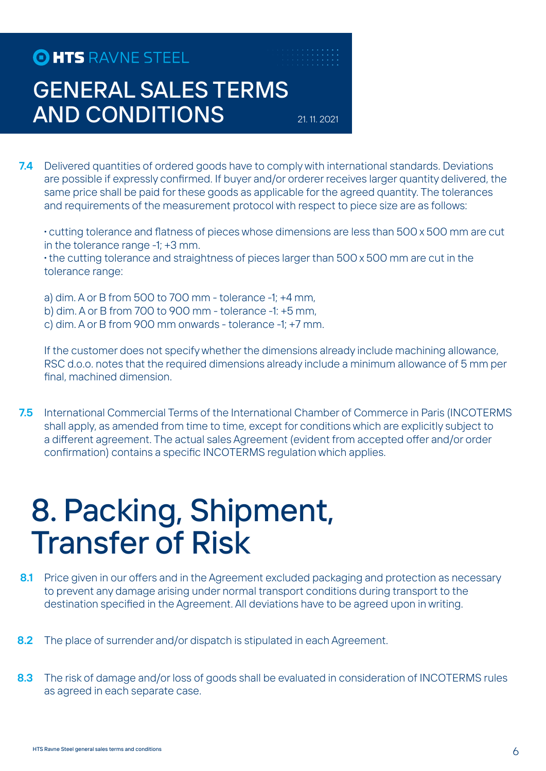**7.4** Delivered quantities of ordered goods have to comply with international standards. Deviations are possible if expressly confirmed. If buyer and/or orderer receives larger quantity delivered, the same price shall be paid for these goods as applicable for the agreed quantity. The tolerances and requirements of the measurement protocol with respect to piece size are as follows:

• cutting tolerance and flatness of pieces whose dimensions are less than 500 x 500 mm are cut in the tolerance range -1; +3 mm.
• the cutting tolerance and straightness of pieces larger than 500 x 500 mm are cut in the tolerance range:

a) dim. A or B from 500 to 700 mm - tolerance -1; +4 mm,
b) dim. A or B from 700 to 900 mm - tolerance -1: +5 mm,
c) dim. A or B from 900 mm onwards - tolerance -1; +7 mm.

If the customer does not specify whether the dimensions already include machining allowance, RSC d.o.o. notes that the required dimensions already include a minimum allowance of 5 mm per final, machined dimension.

**7.5** International Commercial Terms of the International Chamber of Commerce in Paris (INCOTERMS shall apply, as amended from time to time, except for conditions which are explicitly subject to a different agreement. The actual sales Agreement (evident from accepted offer and/or order confirmation) contains a specific INCOTERMS regulation which applies.

# 8. Packing, Shipment, Transfer of Risk

**8.1** Price given in our offers and in the Agreement excluded packaging and protection as necessary to prevent any damage arising under normal transport conditions during transport to the destination specified in the Agreement. All deviations have to be agreed upon in writing.

**8.2** The place of surrender and/or dispatch is stipulated in each Agreement.

**8.3** The risk of damage and/or loss of goods shall be evaluated in consideration of INCOTERMS rules as agreed in each separate case.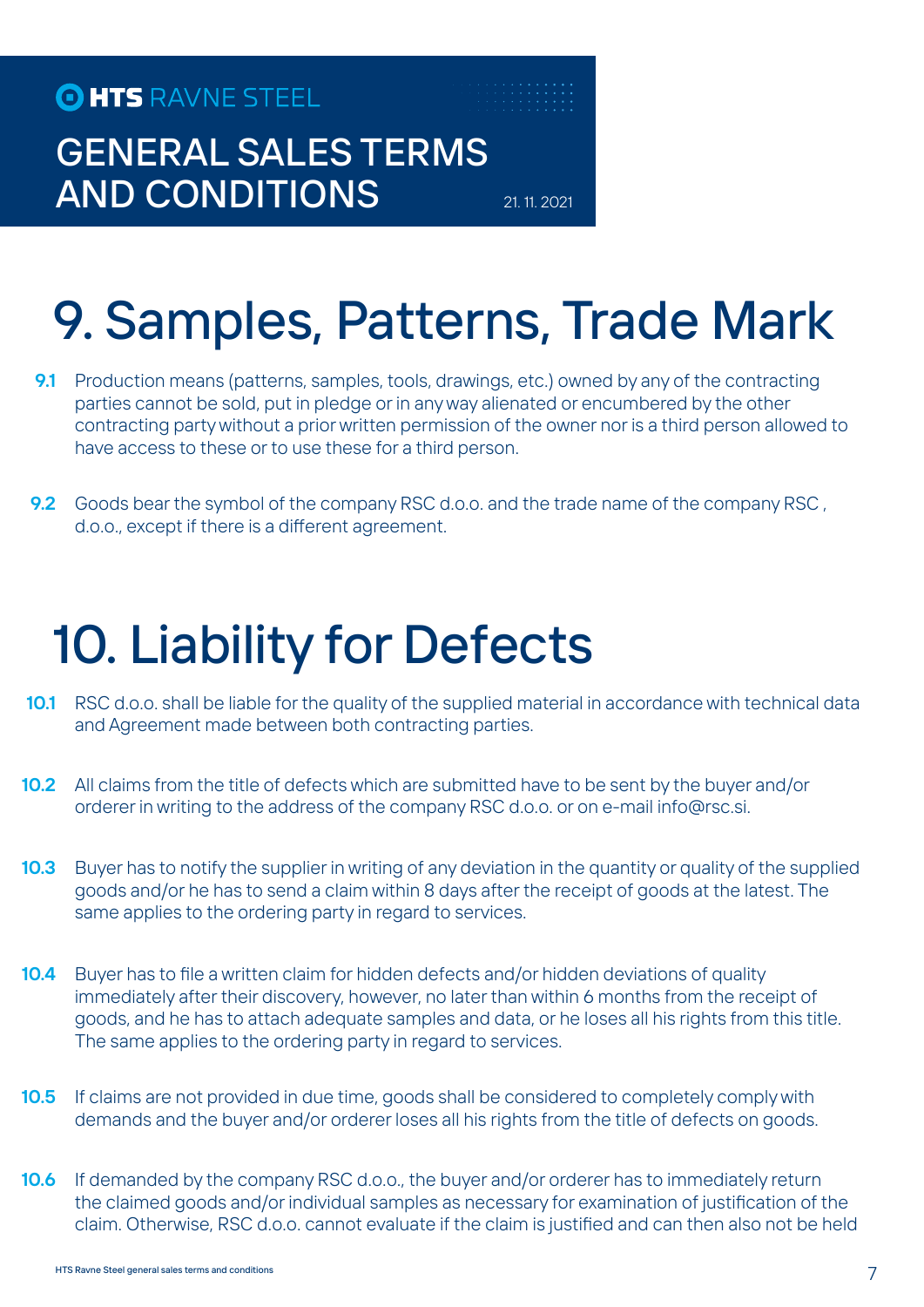# 9. Samples, Patterns, Trade Mark

**9.1** Production means (patterns, samples, tools, drawings, etc.) owned by any of the contracting parties cannot be sold, put in pledge or in any way alienated or encumbered by the other contracting party without a prior written permission of the owner nor is a third person allowed to have access to these or to use these for a third person.

**9.2** Goods bear the symbol of the company RSC d.o.o. and the trade name of the company RSC , d.o.o., except if there is a different agreement.

# 10. Liability for Defects

**10.1** RSC d.o.o. shall be liable for the quality of the supplied material in accordance with technical data and Agreement made between both contracting parties.

**10.2** All claims from the title of defects which are submitted have to be sent by the buyer and/or orderer in writing to the address of the company RSC d.o.o. or on e-mail info@rsc.si.

**10.3** Buyer has to notify the supplier in writing of any deviation in the quantity or quality of the supplied goods and/or he has to send a claim within 8 days after the receipt of goods at the latest. The same applies to the ordering party in regard to services.

**10.4** Buyer has to file a written claim for hidden defects and/or hidden deviations of quality immediately after their discovery, however, no later than within 6 months from the receipt of goods, and he has to attach adequate samples and data, or he loses all his rights from this title. The same applies to the ordering party in regard to services.

**10.5** If claims are not provided in due time, goods shall be considered to completely comply with demands and the buyer and/or orderer loses all his rights from the title of defects on goods.

**10.6** If demanded by the company RSC d.o.o., the buyer and/or orderer has to immediately return the claimed goods and/or individual samples as necessary for examination of justification of the claim. Otherwise, RSC d.o.o. cannot evaluate if the claim is justified and can then also not be held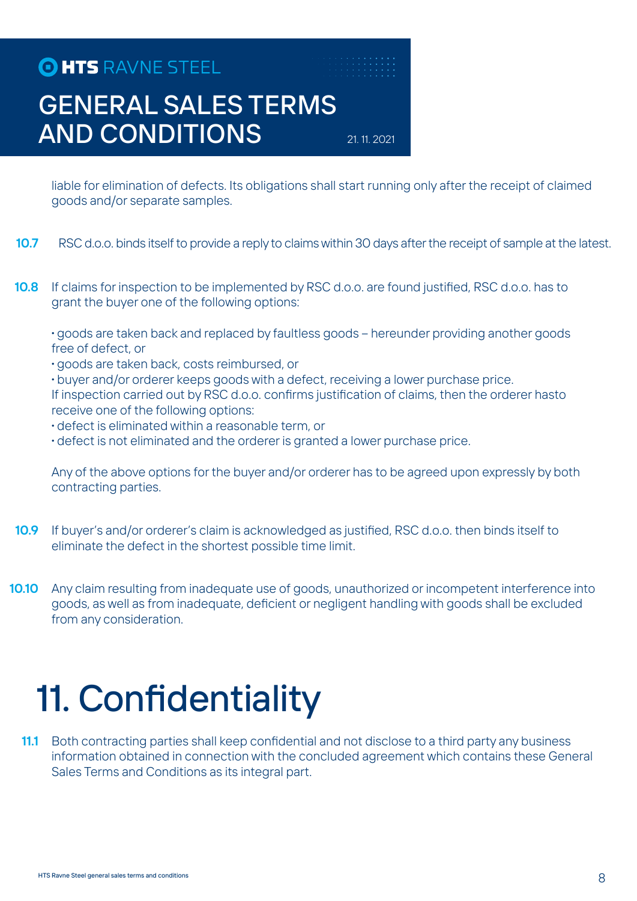liable for elimination of defects. Its obligations shall start running only after the receipt of claimed goods and/or separate samples.

**10.7** RSC d.o.o. binds itself to provide a reply to claims within 30 days after the receipt of sample at the latest.

**10.8** If claims for inspection to be implemented by RSC d.o.o. are found justified, RSC d.o.o. has to grant the buyer one of the following options:

- goods are taken back and replaced by faultless goods – hereunder providing another goods free of defect, or
- goods are taken back, costs reimbursed, or
- buyer and/or orderer keeps goods with a defect, receiving a lower purchase price.

If inspection carried out by RSC d.o.o. confirms justification of claims, then the orderer hasto receive one of the following options:

- defect is eliminated within a reasonable term, or
- defect is not eliminated and the orderer is granted a lower purchase price.

Any of the above options for the buyer and/or orderer has to be agreed upon expressly by both contracting parties.

**10.9** If buyer's and/or orderer's claim is acknowledged as justified, RSC d.o.o. then binds itself to eliminate the defect in the shortest possible time limit.

**10.10** Any claim resulting from inadequate use of goods, unauthorized or incompetent interference into goods, as well as from inadequate, deficient or negligent handling with goods shall be excluded from any consideration.

# 11. Confidentiality

**11.1** Both contracting parties shall keep confidential and not disclose to a third party any business information obtained in connection with the concluded agreement which contains these General Sales Terms and Conditions as its integral part.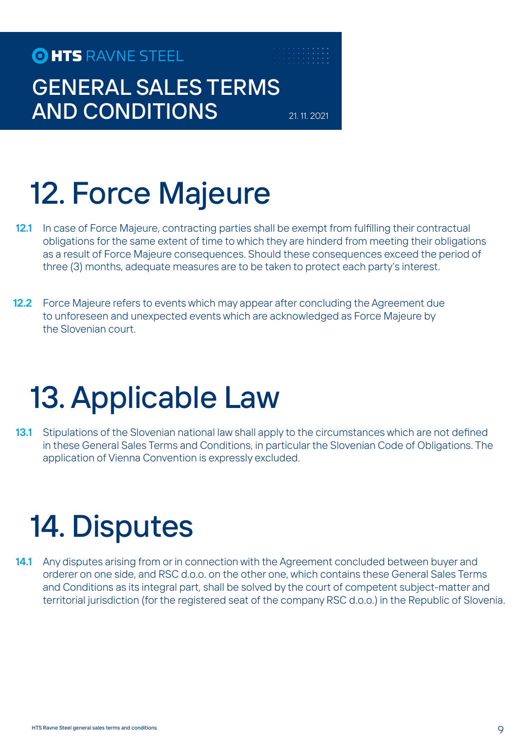# 12. Force Majeure

**12.1** In case of Force Majeure, contracting parties shall be exempt from fulfilling their contractual obligations for the same extent of time to which they are hindered from meeting their obligations as a result of Force Majeure consequences. Should these consequences exceed the period of three (3) months, adequate measures are to be taken to protect each party's interest.

**12.2** Force Majeure refers to events which may appear after concluding the Agreement due to unforeseen and unexpected events which are acknowledged as Force Majeure by the Slovenian court.

# 13. Applicable Law

**13.1** Stipulations of the Slovenian national law shall apply to the circumstances which are not defined in these General Sales Terms and Conditions, in particular the Slovenian Code of Obligations. The application of Vienna Convention is expressly excluded.

# 14. Disputes

**14.1** Any disputes arising from or in connection with the Agreement concluded between buyer and orderer on one side, and RSC d.o.o. on the other one, which contains these General Sales Terms and Conditions as its integral part, shall be solved by the court of competent subject-matter and territorial jurisdiction (for the registered seat of the company RSC d.o.o.) in the Republic of Slovenia.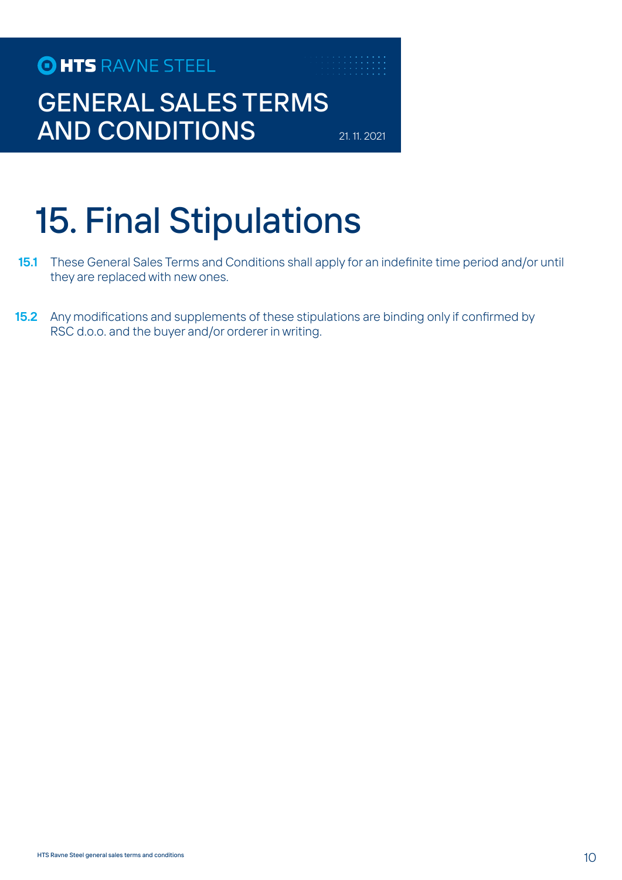# 15. Final Stipulations

**15.1** These General Sales Terms and Conditions shall apply for an indefinite time period and/or until they are replaced with new ones.

**15.2** Any modifications and supplements of these stipulations are binding only if confirmed by RSC d.o.o. and the buyer and/or orderer in writing.